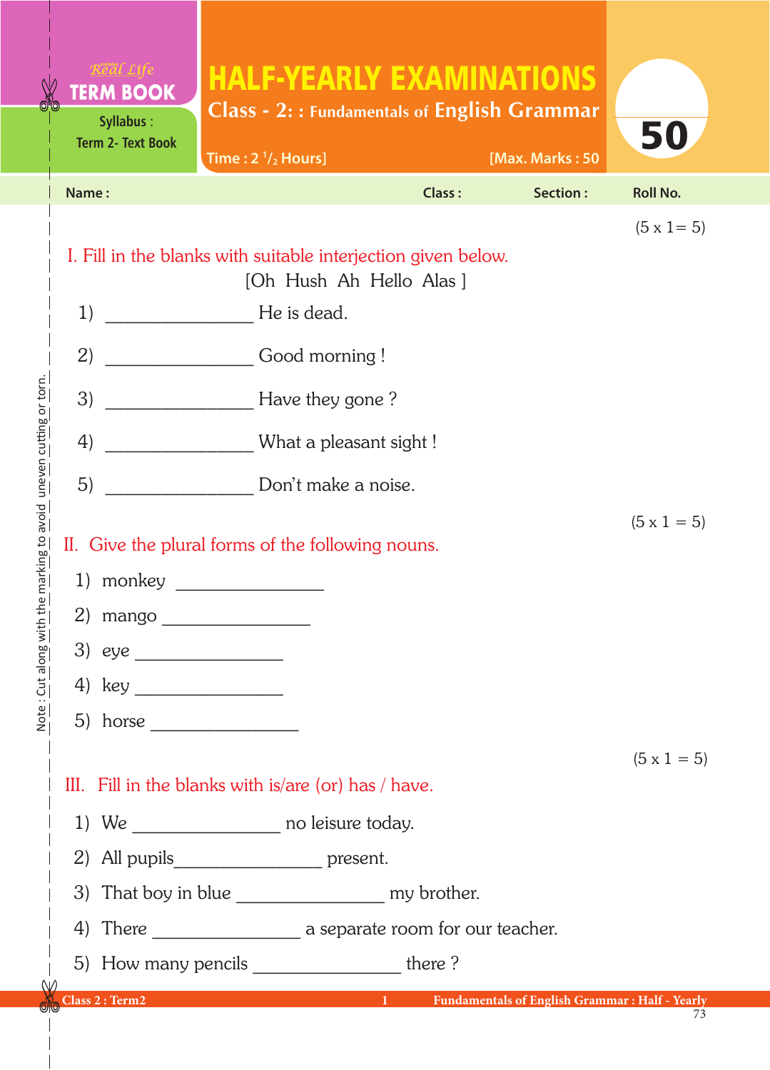Real Life
**TERM BOOK**

Syllabus : Term 2- Text Book

# HALF-YEARLY EXAMINATIONS

## Class - 2: : Fundamentals of English Grammar

Time : 2 $^1/_2$ Hours] [Max. Marks : 50

**50**

Name : Class : Section : Roll No.

(5 x 1= 5)

**I. Fill in the blanks with suitable interjection given below.**

[Oh Hush Ah Hello Alas ]

1) _______________ He is dead.

2) _______________ Good morning !

3) _______________ Have they gone ?

4) _______________ What a pleasant sight !

5) _______________ Don't make a noise.

(5 x 1 = 5)

**II. Give the plural forms of the following nouns.**

1) monkey _______________

2) mango _______________

3) eye _______________

4) key _______________

5) horse _______________

(5 x 1 = 5)

**III. Fill in the blanks with is/are (or) has / have.**

1) We _______________ no leisure today.

2) All pupils_______________ present.

3) That boy in blue _______________ my brother.

4) There _______________ a separate room for our teacher.

5) How many pencils _______________ there ?

Note : Cut along with the marking to avoid uneven cutting or torn.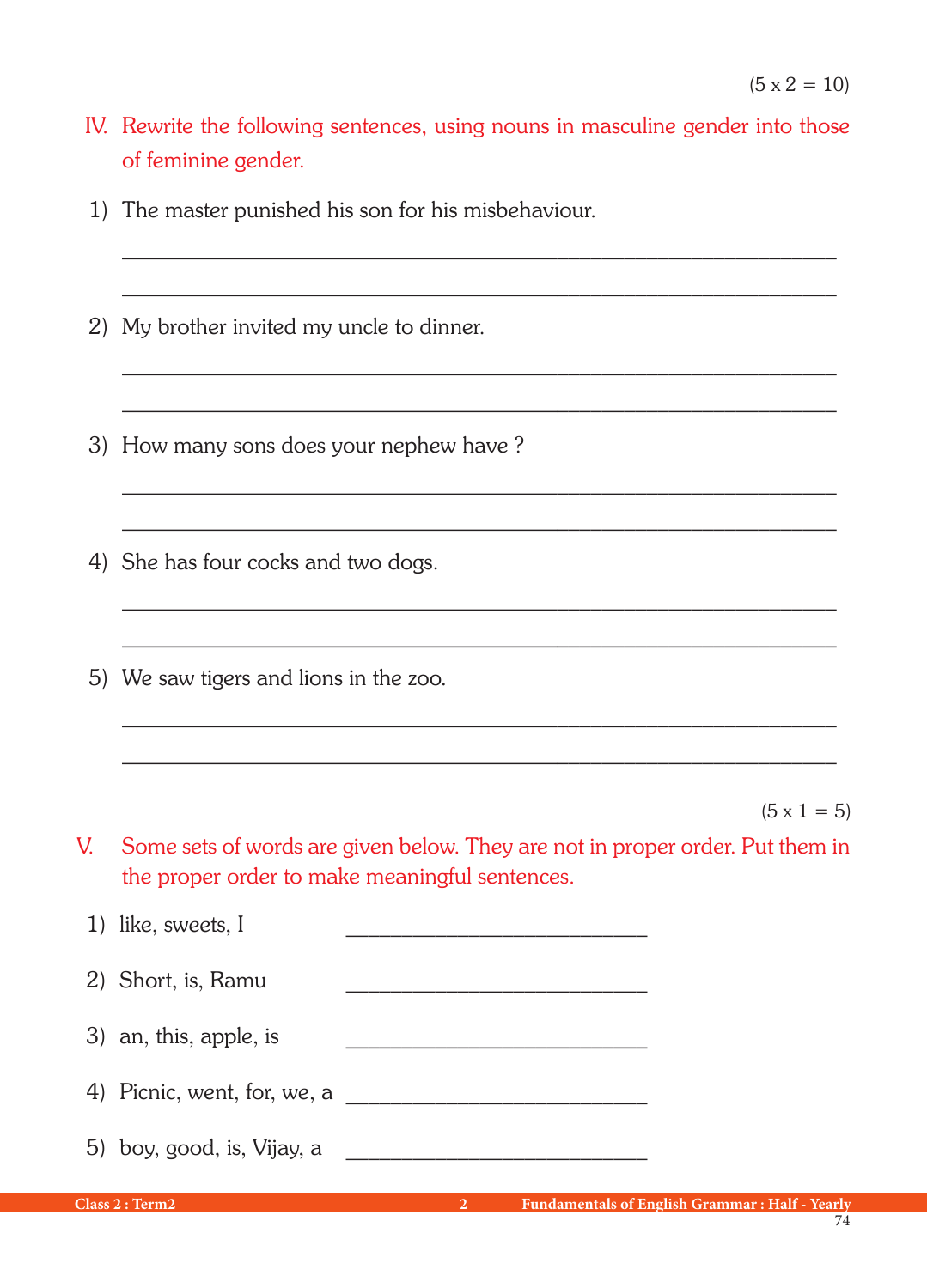(5 x 2 = 10)

IV. Rewrite the following sentences, using nouns in masculine gender into those of feminine gender.

1) The master punished his son for his misbehaviour.

_______________________________________________________________

_______________________________________________________________

2) My brother invited my uncle to dinner.

_______________________________________________________________

_______________________________________________________________

3) How many sons does your nephew have ?

_______________________________________________________________

_______________________________________________________________

4) She has four cocks and two dogs.

_______________________________________________________________

_______________________________________________________________

5) We saw tigers and lions in the zoo.

_______________________________________________________________

_______________________________________________________________

(5 x 1 = 5)

V. Some sets of words are given below. They are not in proper order. Put them in the proper order to make meaningful sentences.

1) like, sweets, I ______________________________

2) Short, is, Ramu ______________________________

3) an, this, apple, is ______________________________

4) Picnic, went, for, we, a ______________________________

5) boy, good, is, Vijay, a ______________________________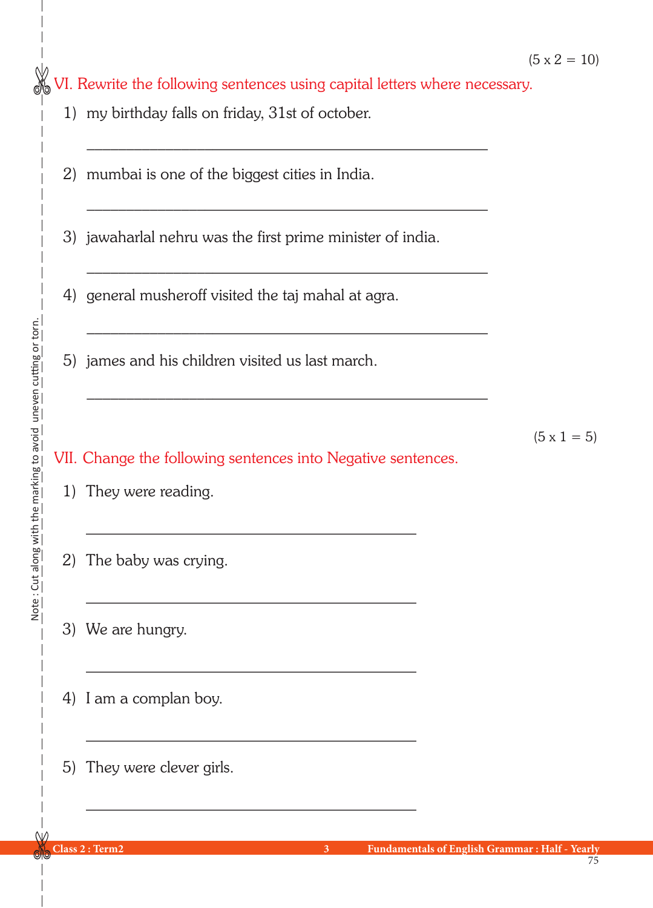(5 x 2 = 10)

## VI. Rewrite the following sentences using capital letters where necessary.

1) my birthday falls on friday, 31st of october.

___________________________________________

2) mumbai is one of the biggest cities in India.

___________________________________________

3) jawaharlal nehru was the first prime minister of india.

___________________________________________

4) general musheroff visited the taj mahal at agra.

___________________________________________

5) james and his children visited us last march.

___________________________________________

(5 x 1 = 5)

## VII. Change the following sentences into Negative sentences.

1) They were reading.

___________________________________

2) The baby was crying.

___________________________________

3) We are hungry.

___________________________________

4) I am a complan boy.

___________________________________

5) They were clever girls.

___________________________________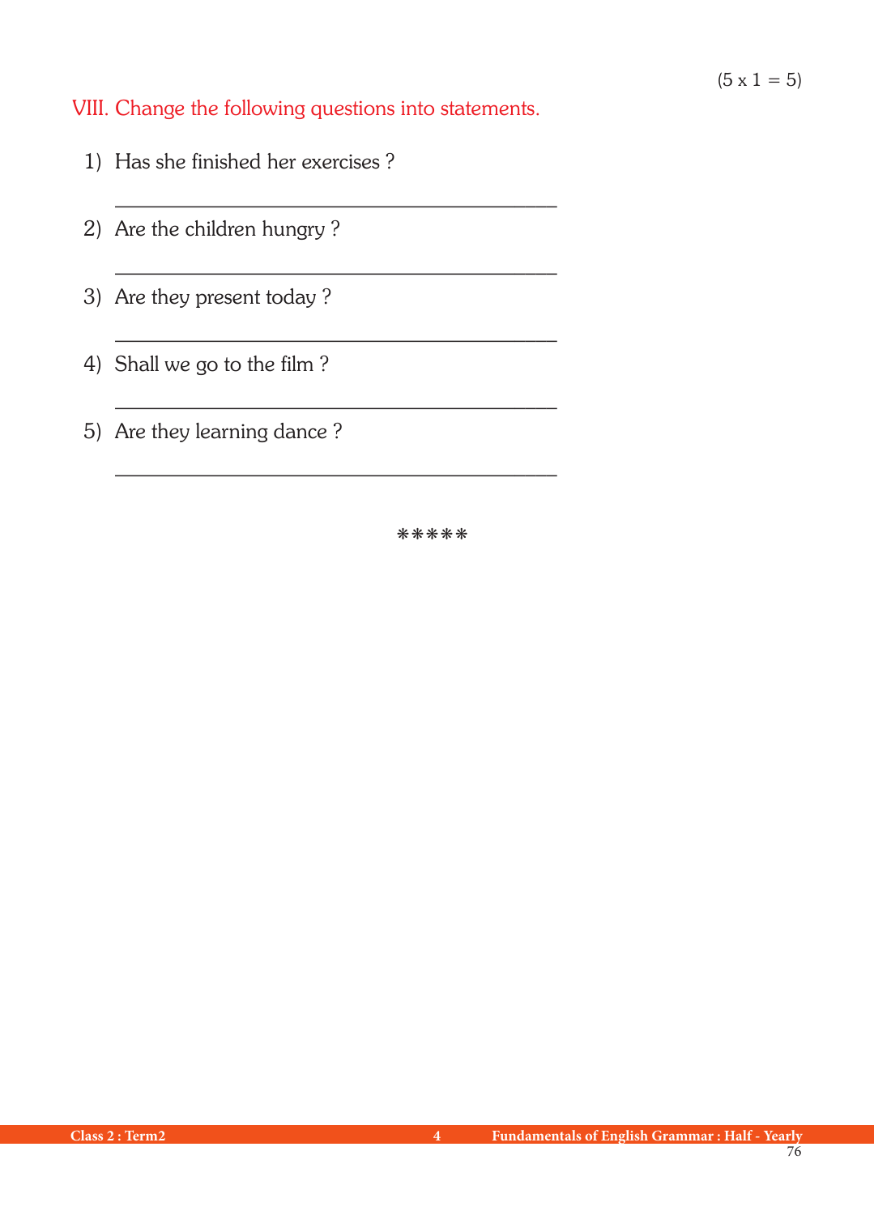(5 x 1 = 5)

## VIII. Change the following questions into statements.

1) Has she finished her exercises ?

______________________________________

2) Are the children hungry ?

______________________________________

3) Are they present today ?

______________________________________

4) Shall we go to the film ?

______________________________________

5) Are they learning dance ?

______________________________________

*****